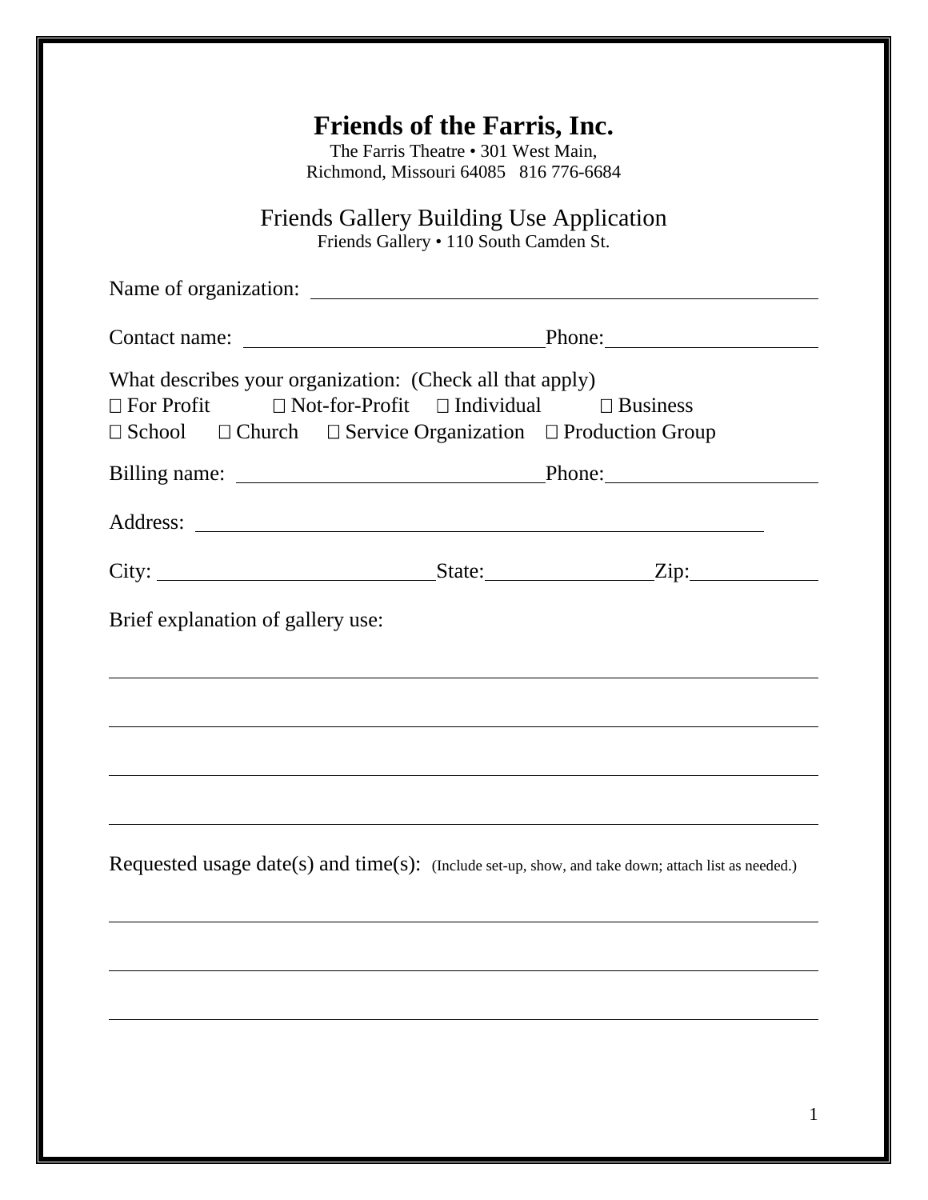# Friends of the Farris, Inc.

The Farris Theatre • 301 West Main,
Richmond, Missouri 64085   816 776-6684

## Friends Gallery Building Use Application

Friends Gallery • 110 South Camden St.

Name of organization: ______________________________________________

Contact name: ____________________________ Phone: ____________________

What describes your organization: (Check all that apply)
☐ For Profit   ☐ Not-for-Profit   ☐ Individual   ☐ Business
☐ School   ☐ Church   ☐ Service Organization   ☐ Production Group

Billing name: ____________________________ Phone: ____________________

Address: ______________________________________________

City: __________________________ State: ________________ Zip: ____________

Brief explanation of gallery use:

______________________________________________________________________

______________________________________________________________________

______________________________________________________________________

______________________________________________________________________

Requested usage date(s) and time(s): (Include set-up, show, and take down; attach list as needed.)

______________________________________________________________________

______________________________________________________________________

______________________________________________________________________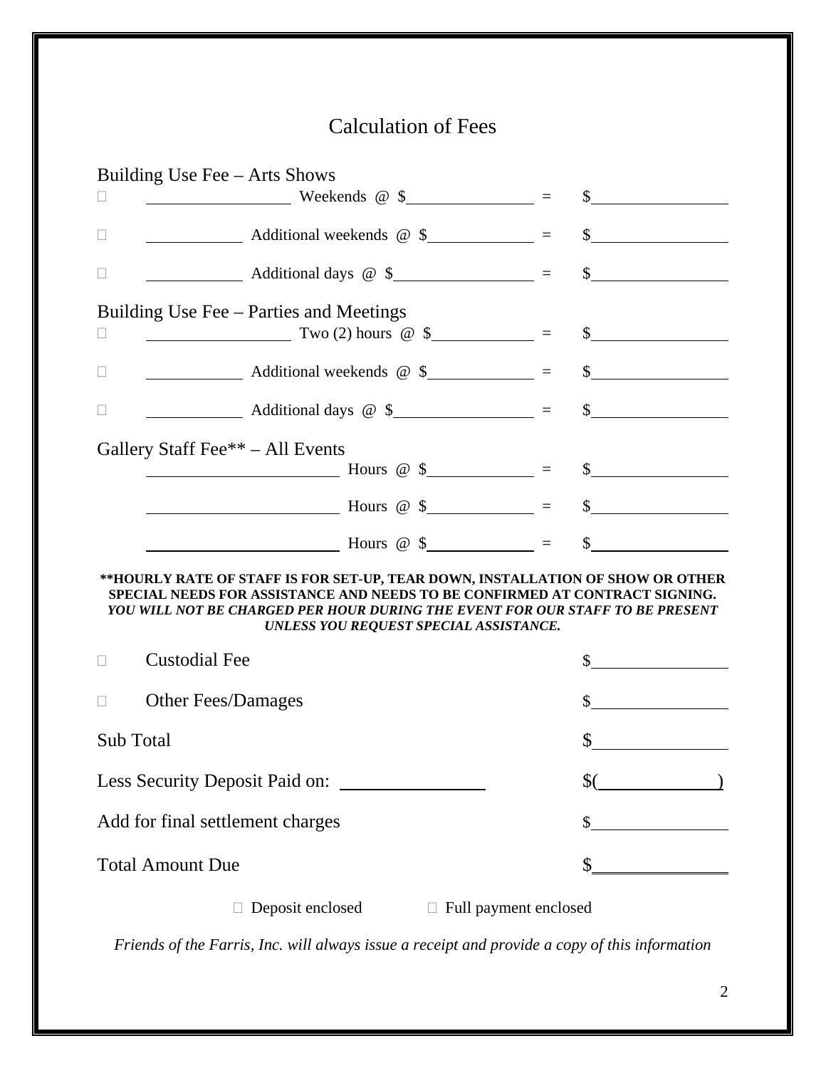# Calculation of Fees

## Building Use Fee – Arts Shows

☐ ________________ Weekends @ $______________ = $______________

☐ __________ Additional weekends @ $____________ = $______________

☐ __________ Additional days @ $_______________ = $______________

## Building Use Fee – Parties and Meetings

☐ ________________ Two (2) hours @ $____________ = $______________

☐ __________ Additional weekends @ $____________ = $______________

☐ __________ Additional days @ $_______________ = $______________

## Gallery Staff Fee** – All Events

____________________ Hours @ $____________ = $______________

____________________ Hours @ $____________ = $______________

____________________ Hours @ $____________ = $______________

****HOURLY RATE OF STAFF IS FOR SET-UP, TEAR DOWN, INSTALLATION OF SHOW OR OTHER SPECIAL NEEDS FOR ASSISTANCE AND NEEDS TO BE CONFIRMED AT CONTRACT SIGNING.**
***YOU WILL NOT BE CHARGED PER HOUR DURING THE EVENT FOR OUR STAFF TO BE PRESENT UNLESS YOU REQUEST SPECIAL ASSISTANCE.***

☐ Custodial Fee $______________

☐ Other Fees/Damages $______________

Sub Total $______________

Less Security Deposit Paid on: ______________ $(____________)

Add for final settlement charges $______________

Total Amount Due $______________

☐ Deposit enclosed ☐ Full payment enclosed

*Friends of the Farris, Inc. will always issue a receipt and provide a copy of this information*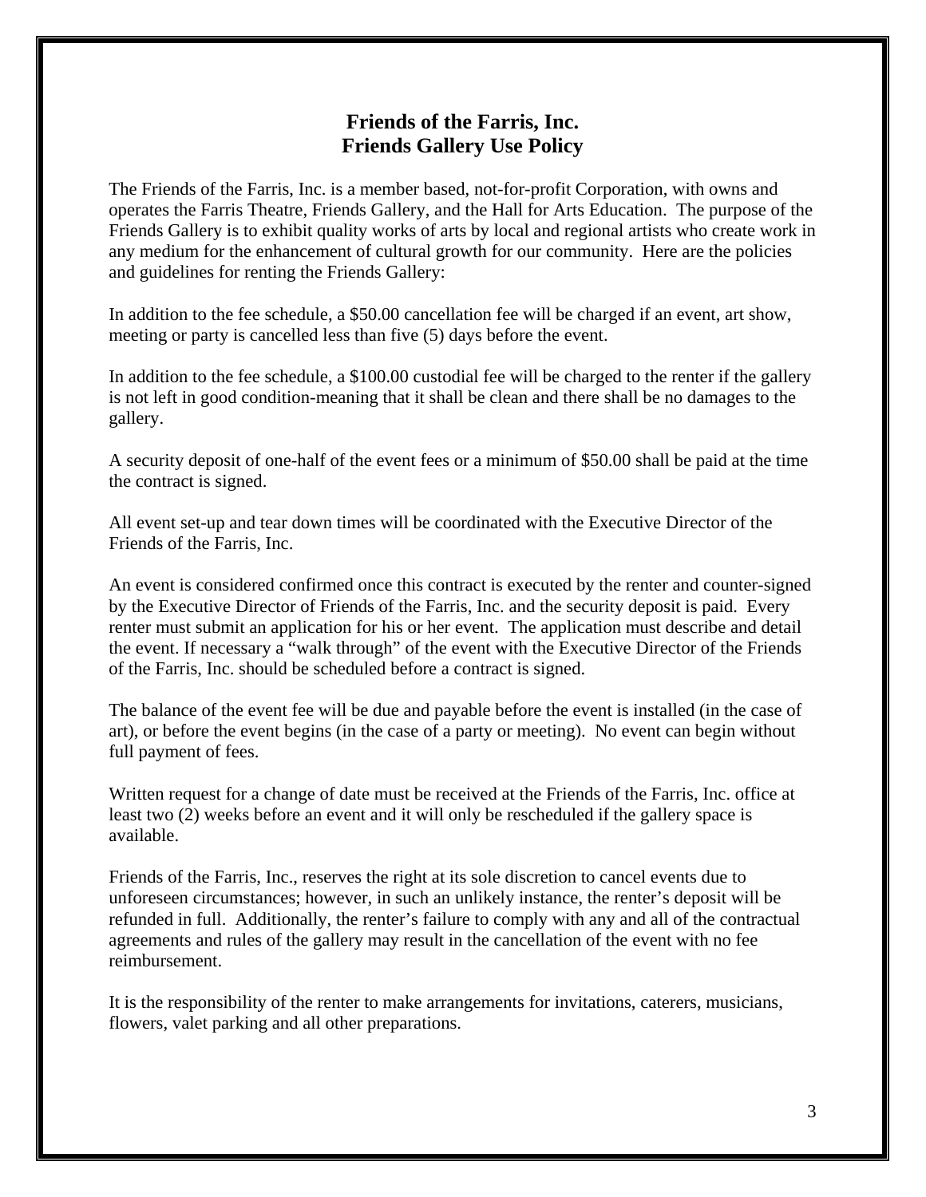## Friends of the Farris, Inc.
## Friends Gallery Use Policy

The Friends of the Farris, Inc. is a member based, not-for-profit Corporation, with owns and operates the Farris Theatre, Friends Gallery, and the Hall for Arts Education. The purpose of the Friends Gallery is to exhibit quality works of arts by local and regional artists who create work in any medium for the enhancement of cultural growth for our community. Here are the policies and guidelines for renting the Friends Gallery:

In addition to the fee schedule, a $50.00 cancellation fee will be charged if an event, art show, meeting or party is cancelled less than five (5) days before the event.

In addition to the fee schedule, a $100.00 custodial fee will be charged to the renter if the gallery is not left in good condition-meaning that it shall be clean and there shall be no damages to the gallery.

A security deposit of one-half of the event fees or a minimum of $50.00 shall be paid at the time the contract is signed.

All event set-up and tear down times will be coordinated with the Executive Director of the Friends of the Farris, Inc.

An event is considered confirmed once this contract is executed by the renter and counter-signed by the Executive Director of Friends of the Farris, Inc. and the security deposit is paid. Every renter must submit an application for his or her event. The application must describe and detail the event. If necessary a "walk through" of the event with the Executive Director of the Friends of the Farris, Inc. should be scheduled before a contract is signed.

The balance of the event fee will be due and payable before the event is installed (in the case of art), or before the event begins (in the case of a party or meeting). No event can begin without full payment of fees.

Written request for a change of date must be received at the Friends of the Farris, Inc. office at least two (2) weeks before an event and it will only be rescheduled if the gallery space is available.

Friends of the Farris, Inc., reserves the right at its sole discretion to cancel events due to unforeseen circumstances; however, in such an unlikely instance, the renter's deposit will be refunded in full. Additionally, the renter's failure to comply with any and all of the contractual agreements and rules of the gallery may result in the cancellation of the event with no fee reimbursement.

It is the responsibility of the renter to make arrangements for invitations, caterers, musicians, flowers, valet parking and all other preparations.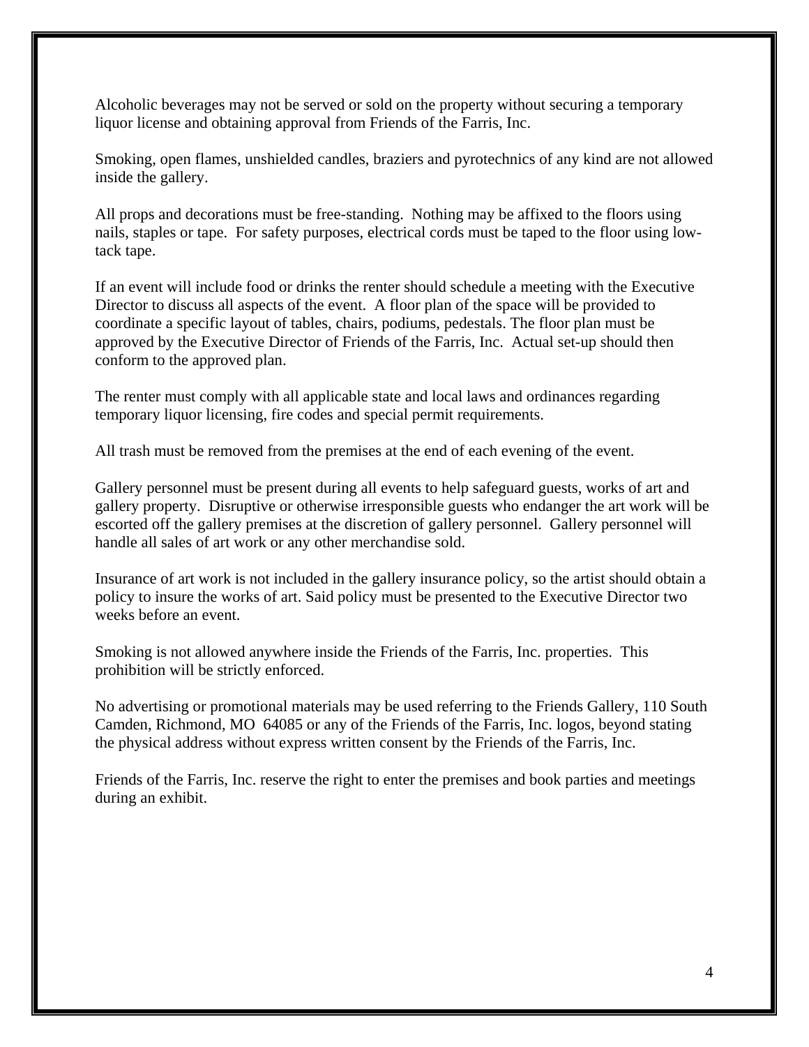Alcoholic beverages may not be served or sold on the property without securing a temporary liquor license and obtaining approval from Friends of the Farris, Inc.

Smoking, open flames, unshielded candles, braziers and pyrotechnics of any kind are not allowed inside the gallery.

All props and decorations must be free-standing. Nothing may be affixed to the floors using nails, staples or tape. For safety purposes, electrical cords must be taped to the floor using low-tack tape.

If an event will include food or drinks the renter should schedule a meeting with the Executive Director to discuss all aspects of the event. A floor plan of the space will be provided to coordinate a specific layout of tables, chairs, podiums, pedestals. The floor plan must be approved by the Executive Director of Friends of the Farris, Inc. Actual set-up should then conform to the approved plan.

The renter must comply with all applicable state and local laws and ordinances regarding temporary liquor licensing, fire codes and special permit requirements.

All trash must be removed from the premises at the end of each evening of the event.

Gallery personnel must be present during all events to help safeguard guests, works of art and gallery property. Disruptive or otherwise irresponsible guests who endanger the art work will be escorted off the gallery premises at the discretion of gallery personnel. Gallery personnel will handle all sales of art work or any other merchandise sold.

Insurance of art work is not included in the gallery insurance policy, so the artist should obtain a policy to insure the works of art. Said policy must be presented to the Executive Director two weeks before an event.

Smoking is not allowed anywhere inside the Friends of the Farris, Inc. properties. This prohibition will be strictly enforced.

No advertising or promotional materials may be used referring to the Friends Gallery, 110 South Camden, Richmond, MO 64085 or any of the Friends of the Farris, Inc. logos, beyond stating the physical address without express written consent by the Friends of the Farris, Inc.

Friends of the Farris, Inc. reserve the right to enter the premises and book parties and meetings during an exhibit.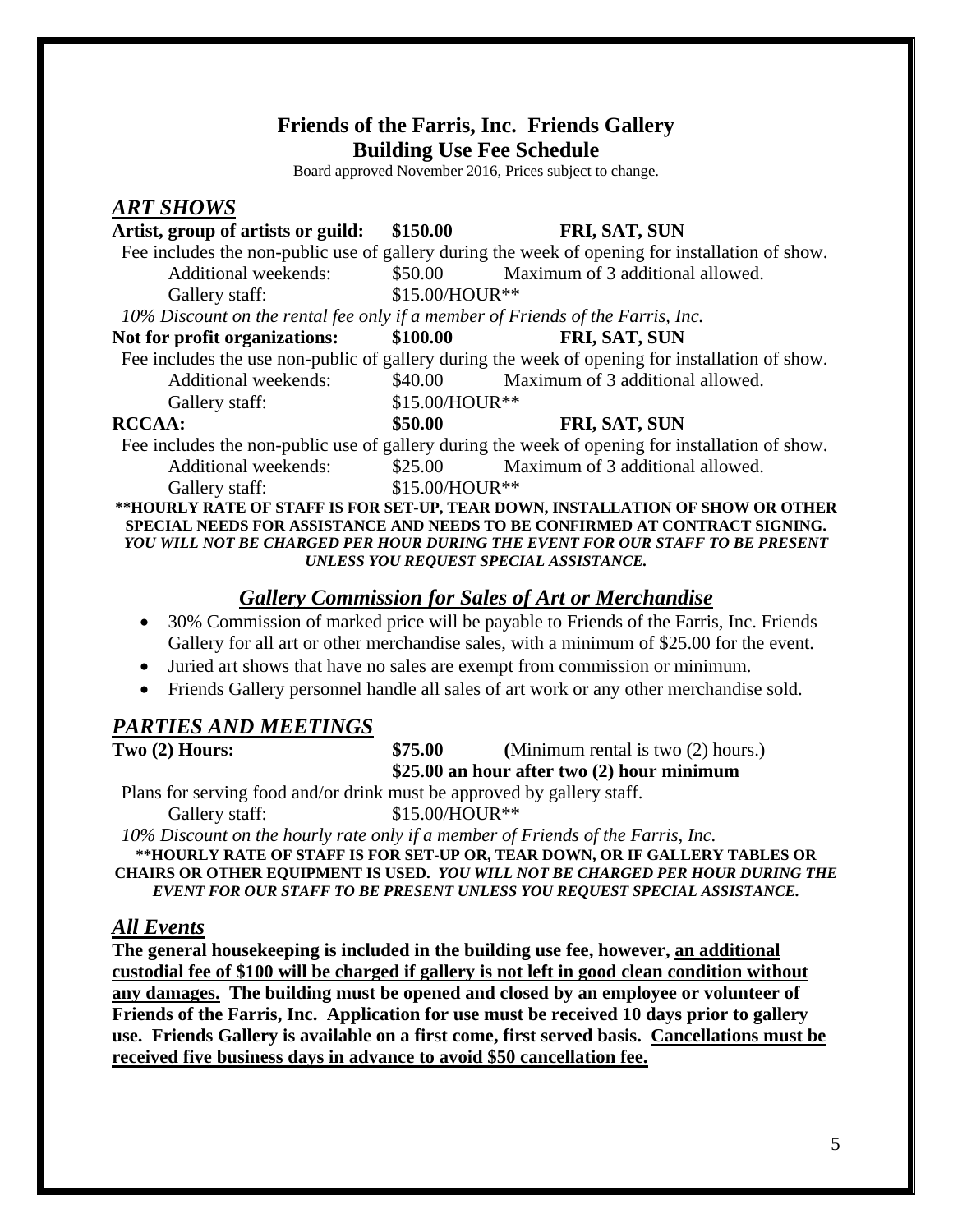# Friends of the Farris, Inc. Friends Gallery
## Building Use Fee Schedule

Board approved November 2016, Prices subject to change.

## *ART SHOWS*

**Artist, group of artists or guild: $150.00 FRI, SAT, SUN**

Fee includes the non-public use of gallery during the week of opening for installation of show.

Additional weekends: $50.00 Maximum of 3 additional allowed.

Gallery staff: $15.00/HOUR**

*10% Discount on the rental fee only if a member of Friends of the Farris, Inc.*

**Not for profit organizations: $100.00 FRI, SAT, SUN**

Fee includes the use non-public of gallery during the week of opening for installation of show.

Additional weekends: $40.00 Maximum of 3 additional allowed.

Gallery staff: $15.00/HOUR**

**RCCAA: $50.00 FRI, SAT, SUN**

Fee includes the non-public use of gallery during the week of opening for installation of show.

Additional weekends: $25.00 Maximum of 3 additional allowed.

Gallery staff: $15.00/HOUR**

**\*\*HOURLY RATE OF STAFF IS FOR SET-UP, TEAR DOWN, INSTALLATION OF SHOW OR OTHER SPECIAL NEEDS FOR ASSISTANCE AND NEEDS TO BE CONFIRMED AT CONTRACT SIGNING.** ***YOU WILL NOT BE CHARGED PER HOUR DURING THE EVENT FOR OUR STAFF TO BE PRESENT UNLESS YOU REQUEST SPECIAL ASSISTANCE.***

## *Gallery Commission for Sales of Art or Merchandise*

- 30% Commission of marked price will be payable to Friends of the Farris, Inc. Friends Gallery for all art or other merchandise sales, with a minimum of $25.00 for the event.
- Juried art shows that have no sales are exempt from commission or minimum.
- Friends Gallery personnel handle all sales of art work or any other merchandise sold.

## *PARTIES AND MEETINGS*

**Two (2) Hours: $75.00** **(**Minimum rental is two (2) hours.)

**$25.00 an hour after two (2) hour minimum**

Plans for serving food and/or drink must be approved by gallery staff.

Gallery staff: $15.00/HOUR**

*10% Discount on the hourly rate only if a member of Friends of the Farris, Inc.*

**\*\*HOURLY RATE OF STAFF IS FOR SET-UP OR, TEAR DOWN, OR IF GALLERY TABLES OR CHAIRS OR OTHER EQUIPMENT IS USED.** ***YOU WILL NOT BE CHARGED PER HOUR DURING THE EVENT FOR OUR STAFF TO BE PRESENT UNLESS YOU REQUEST SPECIAL ASSISTANCE.***

## *All Events*

**The general housekeeping is included in the building use fee, however, <u>an additional custodial fee of $100 will be charged if gallery is not left in good clean condition without any damages.</u> The building must be opened and closed by an employee or volunteer of Friends of the Farris, Inc. Application for use must be received 10 days prior to gallery use. Friends Gallery is available on a first come, first served basis. <u>Cancellations must be received five business days in advance to avoid $50 cancellation fee.</u>**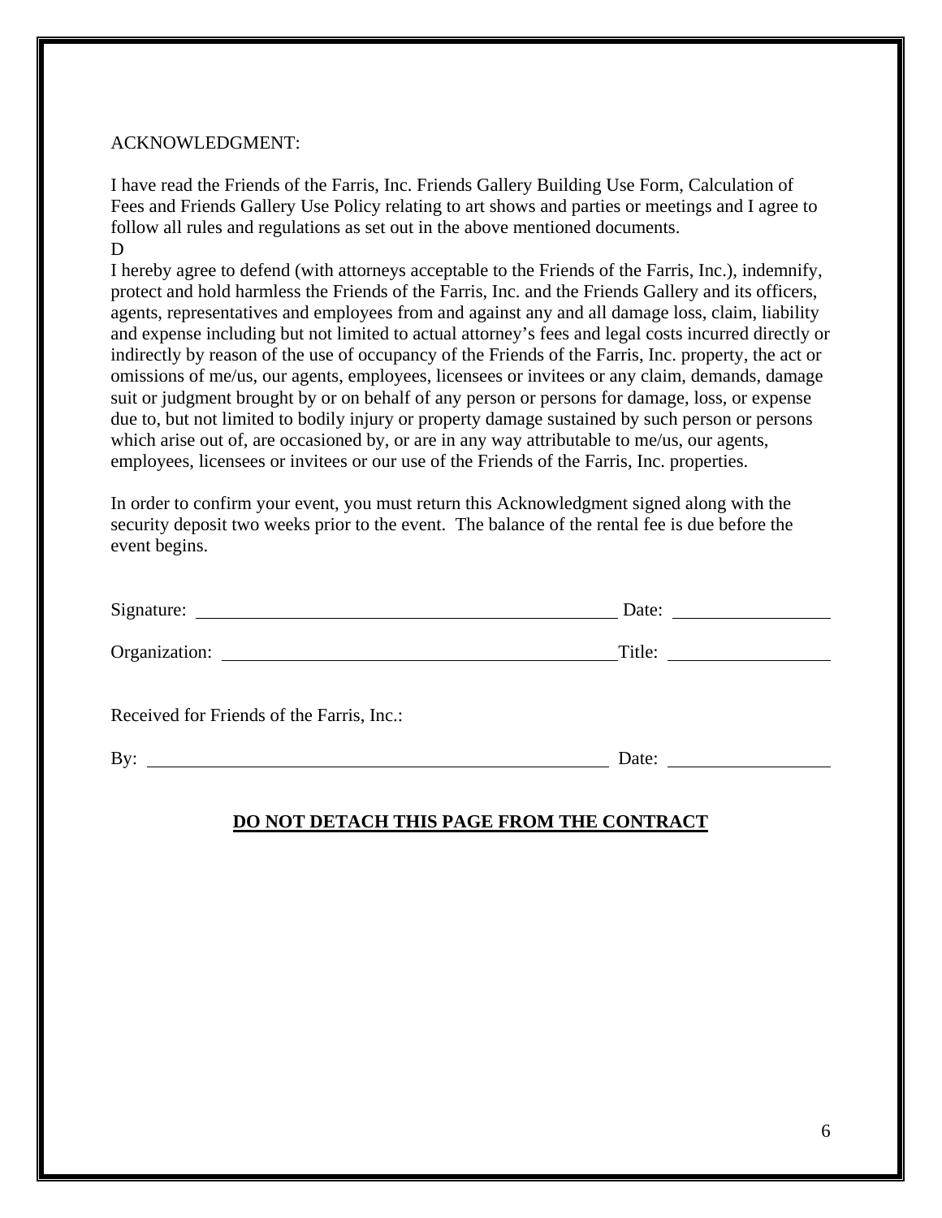ACKNOWLEDGMENT:

I have read the Friends of the Farris, Inc. Friends Gallery Building Use Form, Calculation of Fees and Friends Gallery Use Policy relating to art shows and parties or meetings and I agree to follow all rules and regulations as set out in the above mentioned documents.
D
I hereby agree to defend (with attorneys acceptable to the Friends of the Farris, Inc.), indemnify, protect and hold harmless the Friends of the Farris, Inc. and the Friends Gallery and its officers, agents, representatives and employees from and against any and all damage loss, claim, liability and expense including but not limited to actual attorney's fees and legal costs incurred directly or indirectly by reason of the use of occupancy of the Friends of the Farris, Inc. property, the act or omissions of me/us, our agents, employees, licensees or invitees or any claim, demands, damage suit or judgment brought by or on behalf of any person or persons for damage, loss, or expense due to, but not limited to bodily injury or property damage sustained by such person or persons which arise out of, are occasioned by, or are in any way attributable to me/us, our agents, employees, licensees or invitees or our use of the Friends of the Farris, Inc. properties.

In order to confirm your event, you must return this Acknowledgment signed along with the security deposit two weeks prior to the event. The balance of the rental fee is due before the event begins.

Signature: ______________________________________________ Date: ________________

Organization: ___________________________________________ Title: ________________

Received for Friends of the Farris, Inc.:

By: ___________________________________________________ Date: ________________

**DO NOT DETACH THIS PAGE FROM THE CONTRACT**